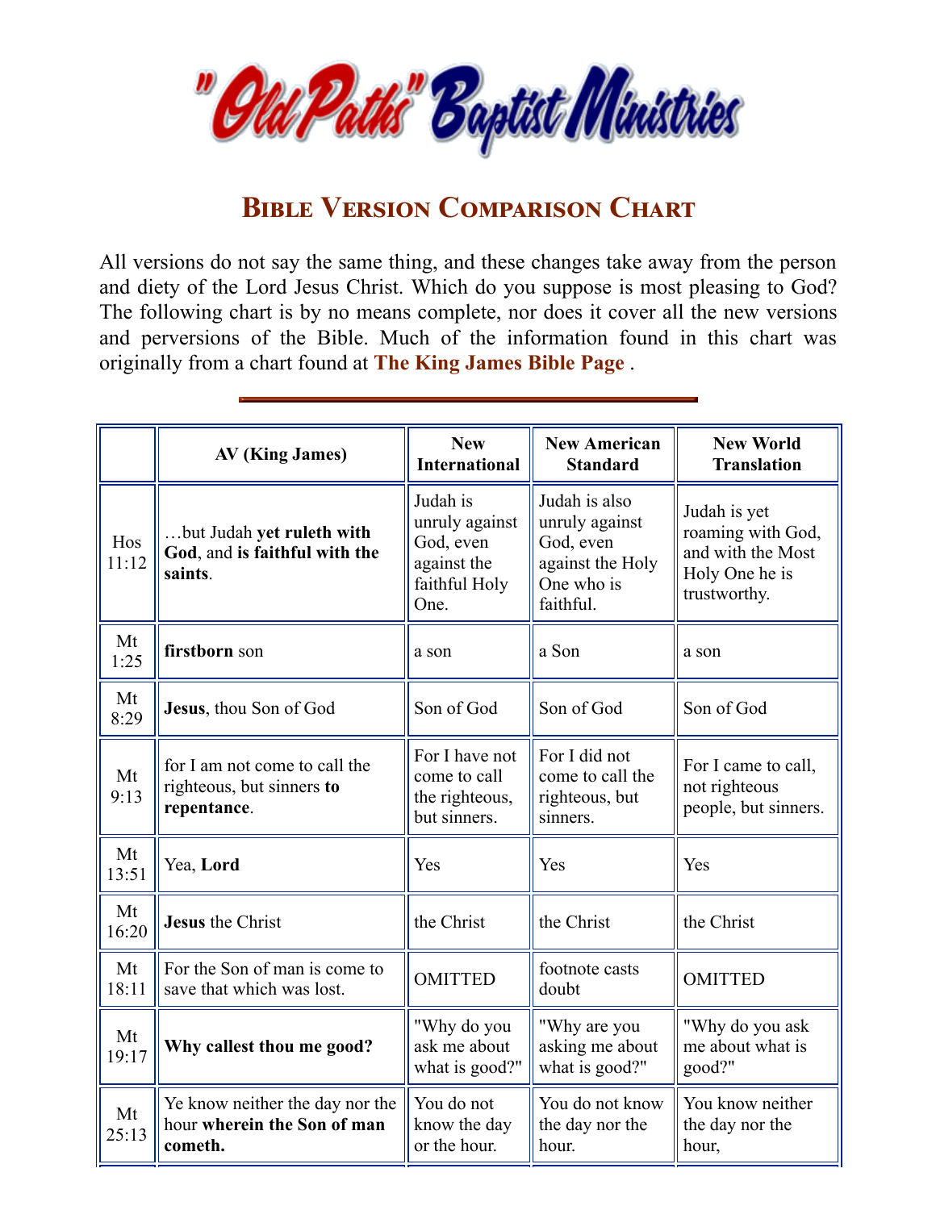# "Old Paths" Baptist Ministries

## Bible Version Comparison Chart

All versions do not say the same thing, and these changes take away from the person and diety of the Lord Jesus Christ. Which do you suppose is most pleasing to God? The following chart is by no means complete, nor does it cover all the new versions and perversions of the Bible. Much of the information found in this chart was originally from a chart found at **The King James Bible Page** .

| | AV (King James) | New International | New American Standard | New World Translation |
|---|---|---|---|---|
| Hos 11:12 | …but Judah **yet ruleth with God**, and **is faithful with the saints**. | Judah is unruly against God, even against the faithful Holy One. | Judah is also unruly against God, even against the Holy One who is faithful. | Judah is yet roaming with God, and with the Most Holy One he is trustworthy. |
| Mt 1:25 | **firstborn** son | a son | a Son | a son |
| Mt 8:29 | **Jesus**, thou Son of God | Son of God | Son of God | Son of God |
| Mt 9:13 | for I am not come to call the righteous, but sinners **to repentance**. | For I have not come to call the righteous, but sinners. | For I did not come to call the righteous, but sinners. | For I came to call, not righteous people, but sinners. |
| Mt 13:51 | Yea, **Lord** | Yes | Yes | Yes |
| Mt 16:20 | **Jesus** the Christ | the Christ | the Christ | the Christ |
| Mt 18:11 | For the Son of man is come to save that which was lost. | OMITTED | footnote casts doubt | OMITTED |
| Mt 19:17 | **Why callest thou me good?** | "Why do you ask me about what is good?" | "Why are you asking me about what is good?" | "Why do you ask me about what is good?" |
| Mt 25:13 | Ye know neither the day nor the hour **wherein the Son of man cometh.** | You do not know the day or the hour. | You do not know the day nor the hour. | You know neither the day nor the hour, |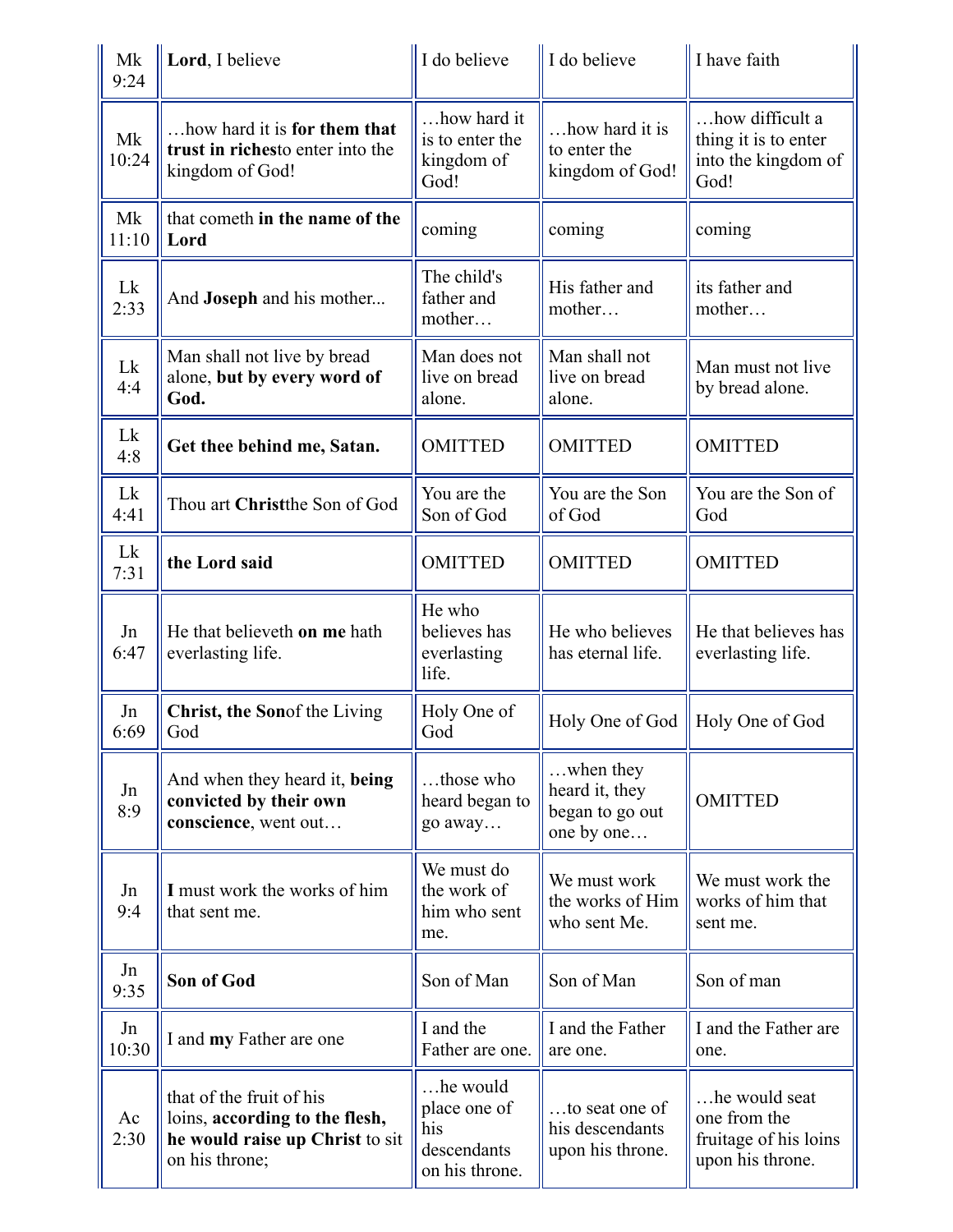| Mk 9:24 | **Lord**, I believe | I do believe | I do believe | I have faith |
|---|---|---|---|---|
| Mk 10:24 | …how hard it is **for them that trust in riches**to enter into the kingdom of God! | …how hard it is to enter the kingdom of God! | …how hard it is to enter the kingdom of God! | …how difficult a thing it is to enter into the kingdom of God! |
| Mk 11:10 | that cometh **in the name of the Lord** | coming | coming | coming |
| Lk 2:33 | And **Joseph** and his mother... | The child's father and mother… | His father and mother… | its father and mother… |
| Lk 4:4 | Man shall not live by bread alone, **but by every word of God.** | Man does not live on bread alone. | Man shall not live on bread alone. | Man must not live by bread alone. |
| Lk 4:8 | **Get thee behind me, Satan.** | OMITTED | OMITTED | OMITTED |
| Lk 4:41 | Thou art **Christ**the Son of God | You are the Son of God | You are the Son of God | You are the Son of God |
| Lk 7:31 | **the Lord said** | OMITTED | OMITTED | OMITTED |
| Jn 6:47 | He that believeth **on me** hath everlasting life. | He who believes has everlasting life. | He who believes has eternal life. | He that believes has everlasting life. |
| Jn 6:69 | **Christ, the Son**of the Living God | Holy One of God | Holy One of God | Holy One of God |
| Jn 8:9 | And when they heard it, **being convicted by their own conscience**, went out… | …those who heard began to go away… | …when they heard it, they began to go out one by one… | OMITTED |
| Jn 9:4 | **I** must work the works of him that sent me. | We must do the work of him who sent me. | We must work the works of Him who sent Me. | We must work the works of him that sent me. |
| Jn 9:35 | **Son of God** | Son of Man | Son of Man | Son of man |
| Jn 10:30 | I and **my** Father are one | I and the Father are one. | I and the Father are one. | I and the Father are one. |
| Ac 2:30 | that of the fruit of his loins, **according to the flesh, he would raise up Christ** to sit on his throne; | …he would place one of his descendants on his throne. | …to seat one of his descendants upon his throne. | …he would seat one from the fruitage of his loins upon his throne. |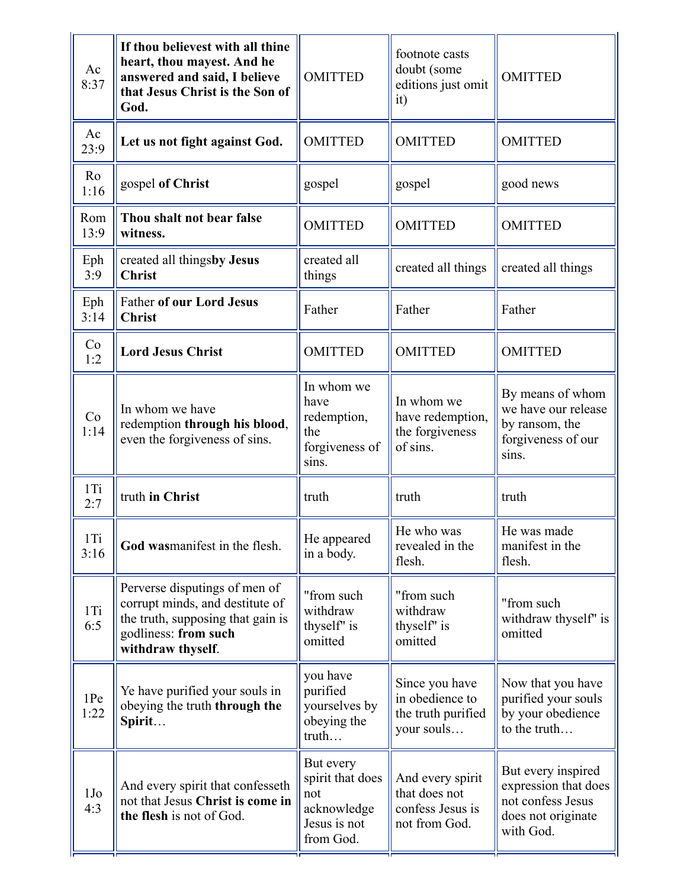| Ac 8:37 | **If thou believest with all thine heart, thou mayest. And he answered and said, I believe that Jesus Christ is the Son of God.** | OMITTED | footnote casts doubt (some editions just omit it) | OMITTED |
|---|---|---|---|---|
| Ac 23:9 | **Let us not fight against God.** | OMITTED | OMITTED | OMITTED |
| Ro 1:16 | gospel **of Christ** | gospel | gospel | good news |
| Rom 13:9 | **Thou shalt not bear false witness.** | OMITTED | OMITTED | OMITTED |
| Eph 3:9 | created all things**by Jesus Christ** | created all things | created all things | created all things |
| Eph 3:14 | Father **of our Lord Jesus Christ** | Father | Father | Father |
| Co 1:2 | **Lord Jesus Christ** | OMITTED | OMITTED | OMITTED |
| Co 1:14 | In whom we have redemption **through his blood**, even the forgiveness of sins. | In whom we have redemption, the forgiveness of sins. | In whom we have redemption, the forgiveness of sins. | By means of whom we have our release by ransom, the forgiveness of our sins. |
| 1Ti 2:7 | truth **in Christ** | truth | truth | truth |
| 1Ti 3:16 | **God was**manifest in the flesh. | He appeared in a body. | He who was revealed in the flesh. | He was made manifest in the flesh. |
| 1Ti 6:5 | Perverse disputings of men of corrupt minds, and destitute of the truth, supposing that gain is godliness: **from such withdraw thyself**. | "from such withdraw thyself" is omitted | "from such withdraw thyself" is omitted | "from such withdraw thyself" is omitted |
| 1Pe 1:22 | Ye have purified your souls in obeying the truth **through the Spirit**… | you have purified yourselves by obeying the truth… | Since you have in obedience to the truth purified your souls… | Now that you have purified your souls by your obedience to the truth… |
| 1Jo 4:3 | And every spirit that confesseth not that Jesus **Christ is come in the flesh** is not of God. | But every spirit that does not acknowledge Jesus is not from God. | And every spirit that does not confess Jesus is not from God. | But every inspired expression that does not confess Jesus does not originate with God. |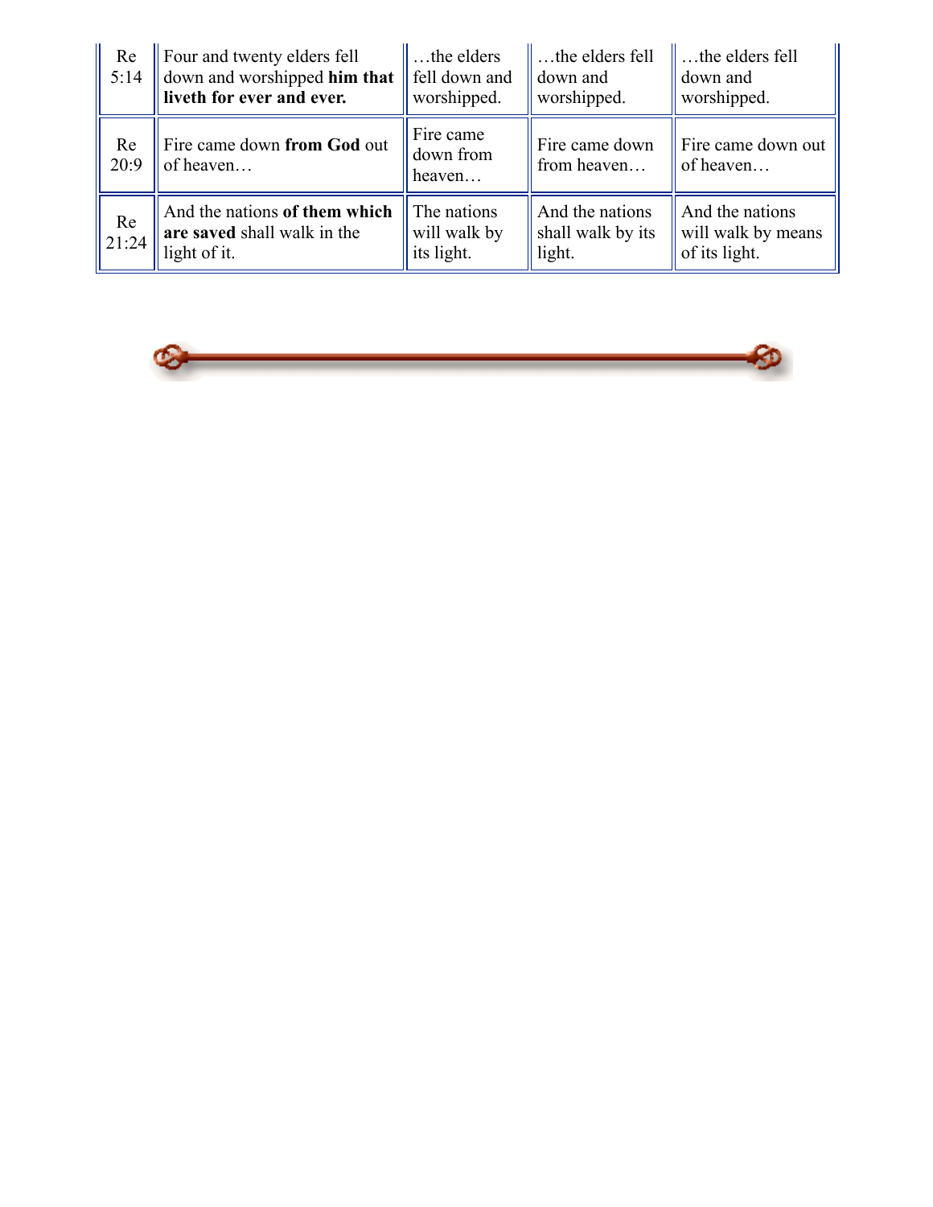| | | | | |
|---|---|---|---|---|
| Re 5:14 | Four and twenty elders fell down and worshipped **him that liveth for ever and ever.** | …the elders fell down and worshipped. | …the elders fell down and worshipped. | …the elders fell down and worshipped. |
| Re 20:9 | Fire came down **from God** out of heaven… | Fire came down from heaven… | Fire came down from heaven… | Fire came down out of heaven… |
| Re 21:24 | And the nations **of them which are saved** shall walk in the light of it. | The nations will walk by its light. | And the nations shall walk by its light. | And the nations will walk by means of its light. |